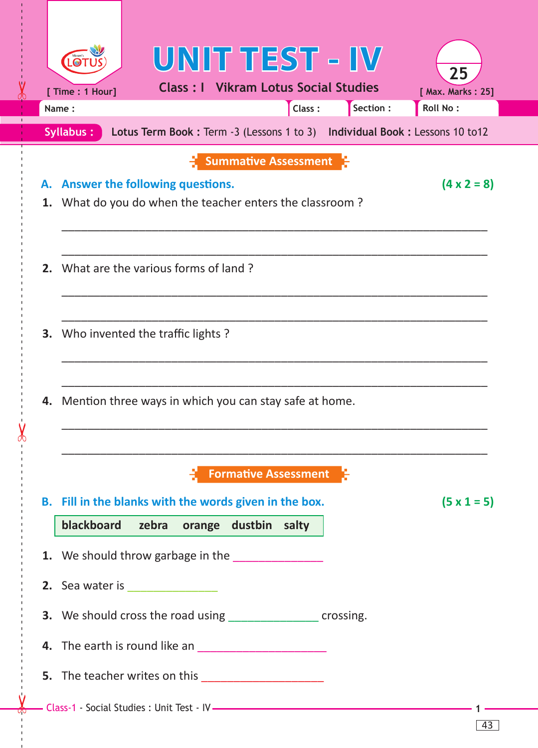# UNIT TEST - IV

**Class : I   Vikram Lotus Social Studies**

[ Time : 1 Hour]   25   [ Max. Marks : 25]

Name : ______________ Class : ______ Section : ______ Roll No : ______

**Syllabus :** **Lotus Term Book :** Term -3 (Lessons 1 to 3)   **Individual Book :** Lessons 10 to12

## Summative Assessment

**A. Answer the following questions.** **(4 x 2 = 8)**

1. What do you do when the teacher enters the classroom ?

_______________________________________________

_______________________________________________

2. What are the various forms of land ?

_______________________________________________

_______________________________________________

3. Who invented the traffic lights ?

_______________________________________________

_______________________________________________

4. Mention three ways in which you can stay safe at home.

_______________________________________________

_______________________________________________

## Formative Assessment

**B. Fill in the blanks with the words given in the box.** **(5 x 1 = 5)**

| blackboard | zebra | orange | dustbin | salty |
|---|---|---|---|---|

1. We should throw garbage in the _______________
2. Sea water is _______________
3. We should cross the road using _______________ crossing.
4. The earth is round like an _____________________
5. The teacher writes on this _____________________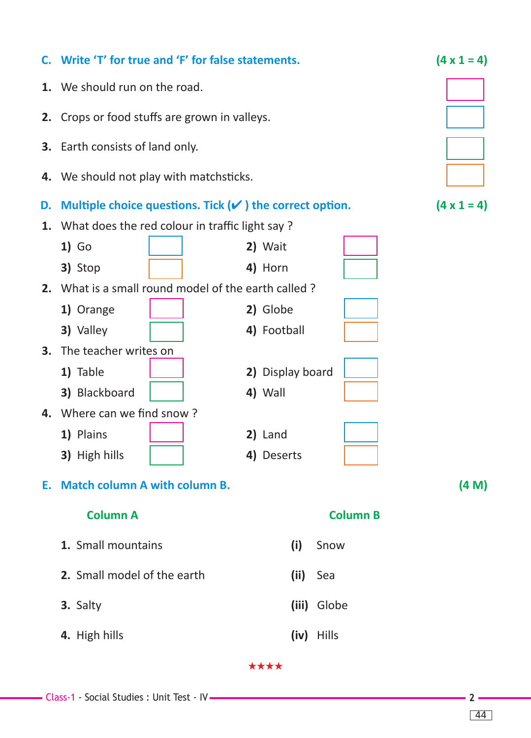## C. Write 'T' for true and 'F' for false statements. (4 x 1 = 4)

1. We should run on the road.
2. Crops or food stuffs are grown in valleys.
3. Earth consists of land only.
4. We should not play with matchsticks.

## D. Multiple choice questions. Tick (✔ ) the correct option. (4 x 1 = 4)

1. What does the red colour in traffic light say ?
   1) Go   2) Wait
   3) Stop   4) Horn
2. What is a small round model of the earth called ?
   1) Orange   2) Globe
   3) Valley   4) Football
3. The teacher writes on
   1) Table   2) Display board
   3) Blackboard   4) Wall
4. Where can we find snow ?
   1) Plains   2) Land
   3) High hills   4) Deserts

## E. Match column A with column B. (4 M)

| Column A | Column B |
| --- | --- |
| 1. Small mountains | (i) Snow |
| 2. Small model of the earth | (ii) Sea |
| 3. Salty | (iii) Globe |
| 4. High hills | (iv) Hills |

★★★★